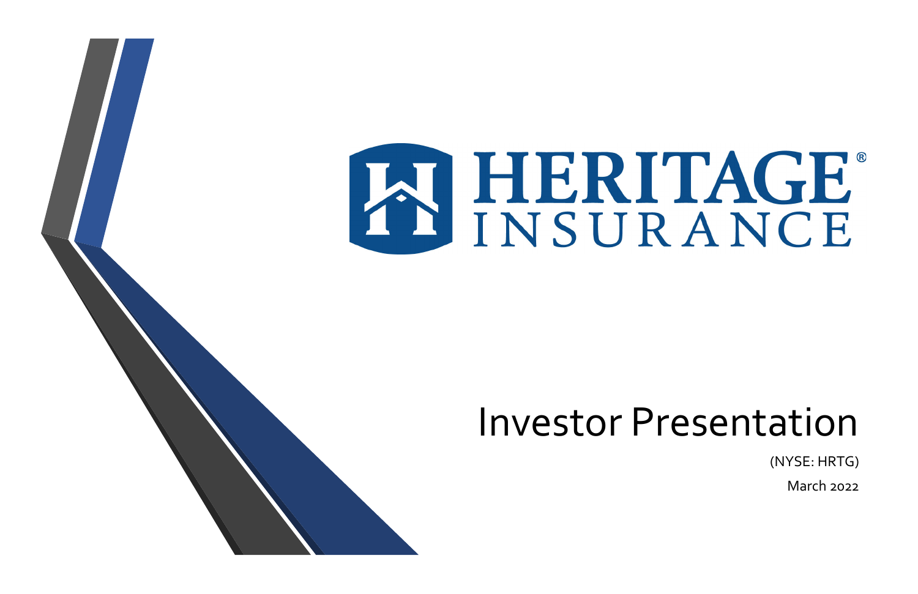# HERITAGE INSURANCE

# Investor Presentation

(NYSE: HRTG)

March 2022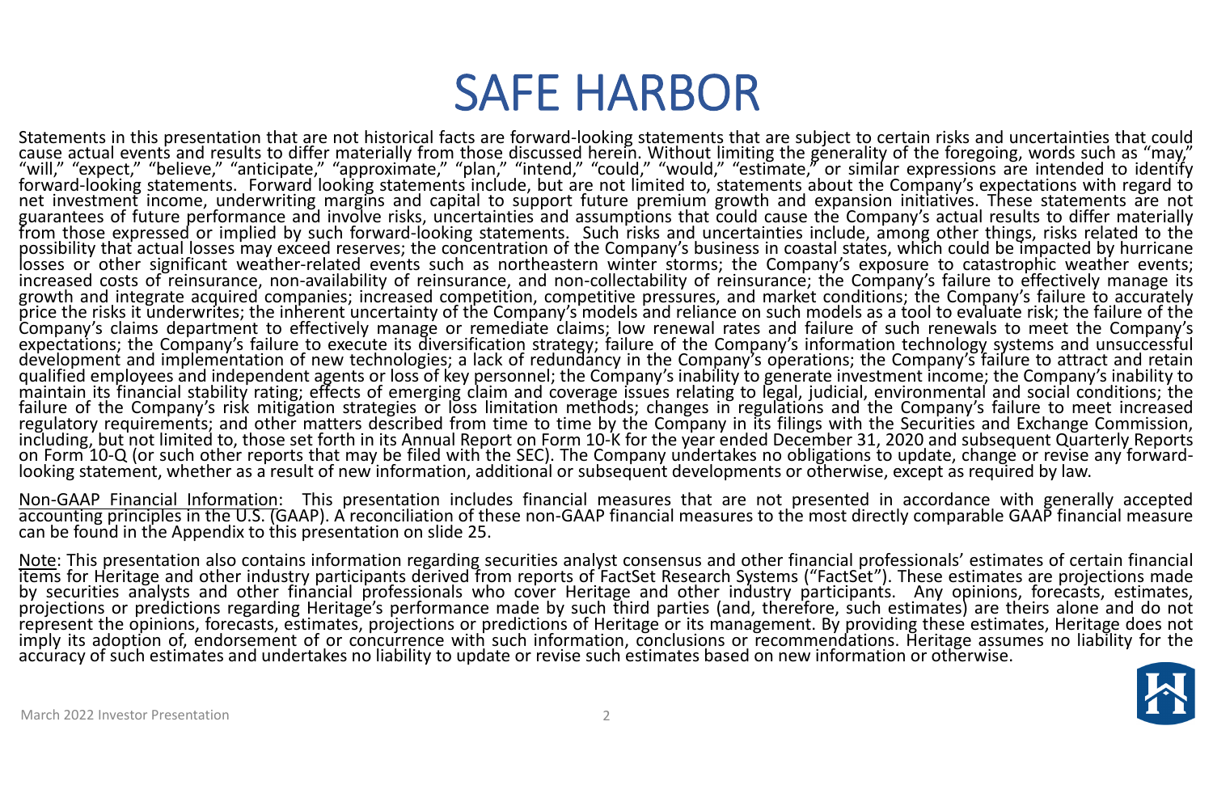# SAFE HARBOR

Statements in this presentation that are not historical facts are forward-looking statements that are subject to certain risks and uncertainties that could cause actual events and results to differ materially from those discussed herein. Without limiting the generality of the foregoing, words such as "may," "will," "expect," "believe," "anticipate," "approximate," "plan," "intend," "could," "would," "estimate," or similar expressions are intended to identify forward-looking statements. Forward looking statements include, but are not limited to, statements about the Company's expectations with regard to net investment income, underwriting margins and capital to support future premium growth and expansion initiatives. These statements are not guarantees of future performance and involve risks, uncertainties and assumptions that could cause the Company's actual results to differ materially from those expressed or implied by such forward-looking statements. Such risks and uncertainties include, among other things, risks related to the possibility that actual losses may exceed reserves; the concentration of the Company's business in coastal states, which could be impacted by hurricane losses or other significant weather-related events such as northeastern winter storms; the Company's exposure to catastrophic weather events; increased costs of reinsurance, non-availability of reinsurance, and non-collectability of reinsurance; the Company's failure to effectively manage its growth and integrate acquired companies; increased competition, competitive pressures, and market conditions; the Company's failure to accurately price the risks it underwrites; the inherent uncertainty of the Company's models and reliance on such models as a tool to evaluate risk; the failure of the Company's claims department to effectively manage or remediate claims; low renewal rates and failure of such renewals to meet the Company's expectations; the Company's failure to execute its diversification strategy; failure of the Company's information technology systems and unsuccessful development and implementation of new technologies; a lack of redundancy in the Company's operations; the Company's failure to attract and retain qualified employees and independent agents or loss of key personnel; the Company's inability to generate investment income; the Company's inability to maintain its financial stability rating; effects of emerging claim and coverage issues relating to legal, judicial, environmental and social conditions; the failure of the Company's risk mitigation strategies or loss limitation methods; changes in regulations and the Company's failure to meet increased regulatory requirements; and other matters described from time to time by the Company in its filings with the Securities and Exchange Commission, including, but not limited to, those set forth in its Annual Report on Form 10-K for the year ended December 31, 2020 and subsequent Quarterly Reports on Form 10-Q (or such other reports that may be filed with the SEC). The Company undertakes no obligations to update, change or revise any forward-looking statement, whether as a result of new information, additional or subsequent developments or otherwise, except as required by law.

Non-GAAP Financial Information: This presentation includes financial measures that are not presented in accordance with generally accepted accounting principles in the U.S. (GAAP). A reconciliation of these non-GAAP financial measures to the most directly comparable GAAP financial measure can be found in the Appendix to this presentation on slide 25.

Note: This presentation also contains information regarding securities analyst consensus and other financial professionals' estimates of certain financial items for Heritage and other industry participants derived from reports of FactSet Research Systems ("FactSet"). These estimates are projections made by securities analysts and other financial professionals who cover Heritage and other industry participants. Any opinions, forecasts, estimates, projections or predictions regarding Heritage's performance made by such third parties (and, therefore, such estimates) are theirs alone and do not represent the opinions, forecasts, estimates, projections or predictions of Heritage or its management. By providing these estimates, Heritage does not imply its adoption of, endorsement of or concurrence with such information, conclusions or recommendations. Heritage assumes no liability for the accuracy of such estimates and undertakes no liability to update or revise such estimates based on new information or otherwise.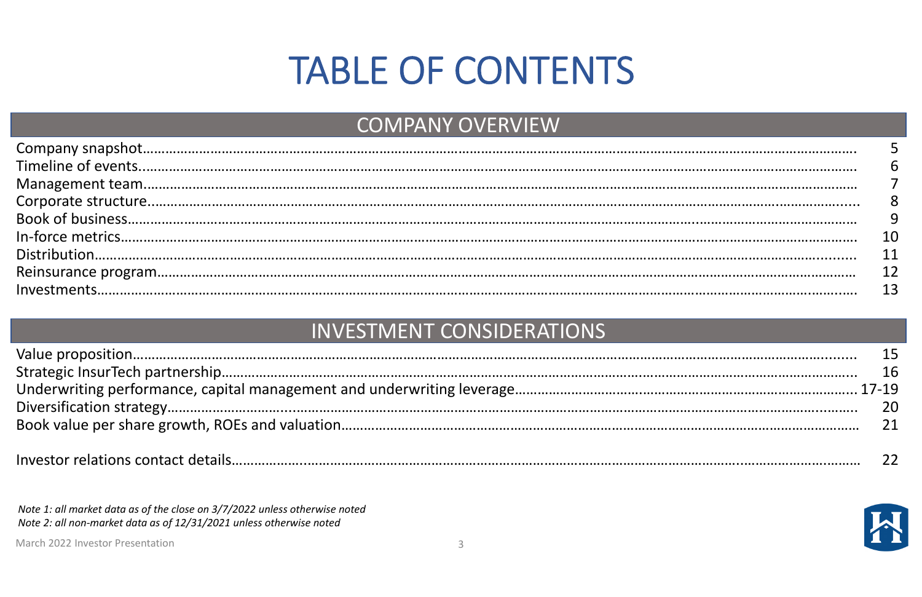# TABLE OF CONTENTS

## COMPANY OVERVIEW

| Section | Page |
|---|---|
| Company snapshot | 5 |
| Timeline of events | 6 |
| Management team | 7 |
| Corporate structure | 8 |
| Book of business | 9 |
| In-force metrics | 10 |
| Distribution | 11 |
| Reinsurance program | 12 |
| Investments | 13 |

## INVESTMENT CONSIDERATIONS

| Section | Page |
|---|---|
| Value proposition | 15 |
| Strategic InsurTech partnership | 16 |
| Underwriting performance, capital management and underwriting leverage | 17-19 |
| Diversification strategy | 20 |
| Book value per share growth, ROEs and valuation | 21 |
| Investor relations contact details | 22 |

*Note 1: all market data as of the close on 3/7/2022 unless otherwise noted*
*Note 2: all non-market data as of 12/31/2021 unless otherwise noted*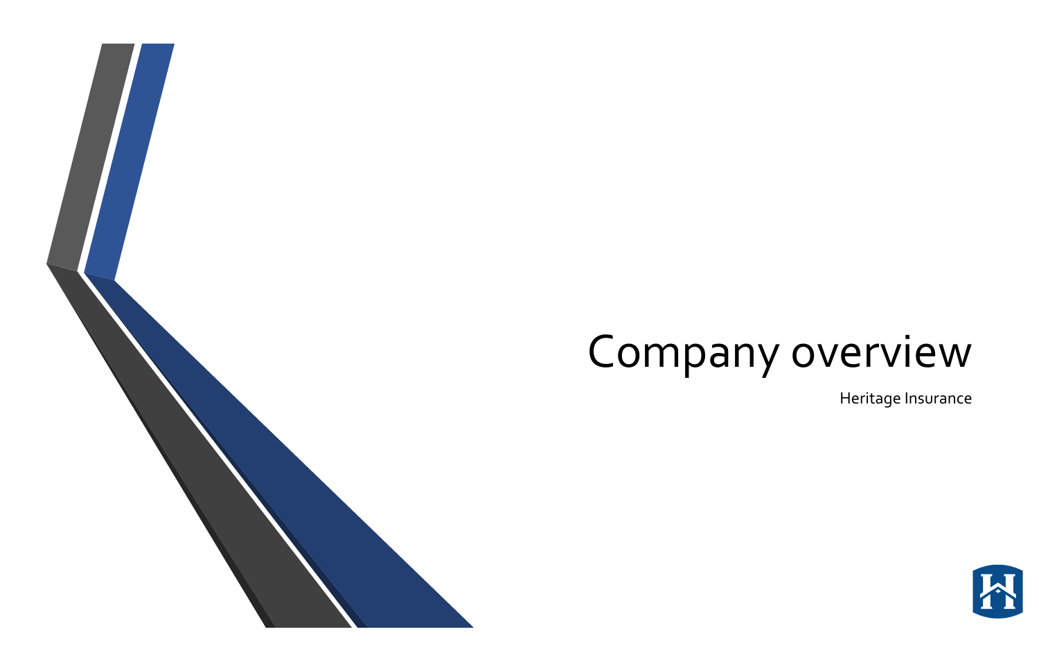# Company overview

Heritage Insurance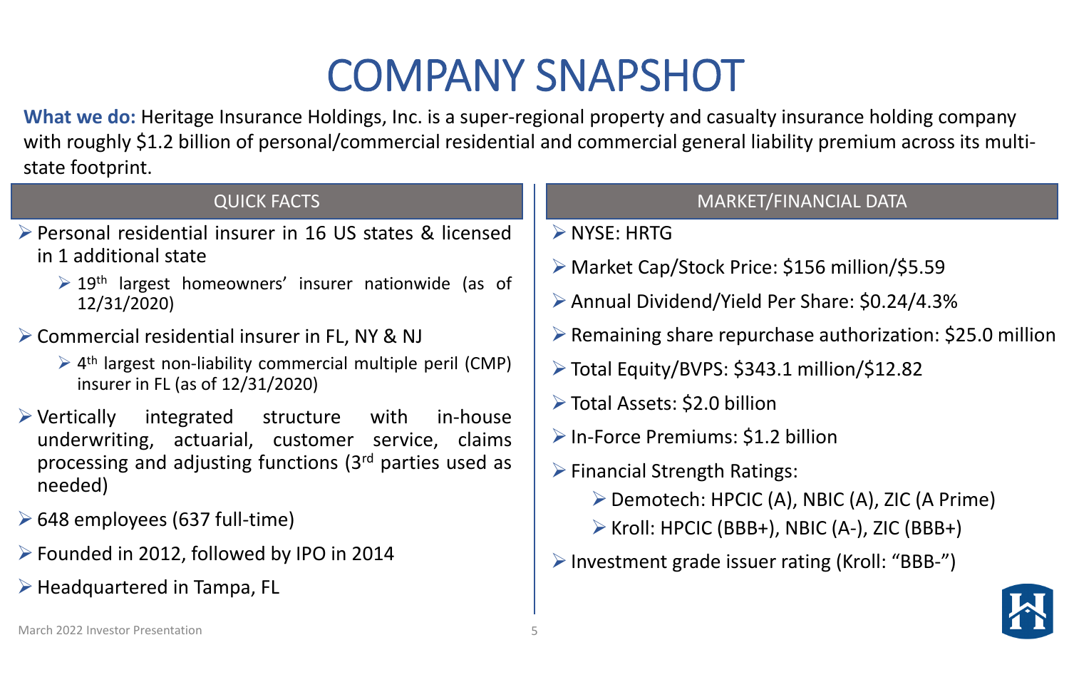# COMPANY SNAPSHOT

**What we do:** Heritage Insurance Holdings, Inc. is a super-regional property and casualty insurance holding company with roughly $1.2 billion of personal/commercial residential and commercial general liability premium across its multi-state footprint.

## QUICK FACTS

- Personal residential insurer in 16 US states & licensed in 1 additional state
  - 19th largest homeowners' insurer nationwide (as of 12/31/2020)
- Commercial residential insurer in FL, NY & NJ
  - 4th largest non-liability commercial multiple peril (CMP) insurer in FL (as of 12/31/2020)
- Vertically integrated structure with in-house underwriting, actuarial, customer service, claims processing and adjusting functions (3rd parties used as needed)
- 648 employees (637 full-time)
- Founded in 2012, followed by IPO in 2014
- Headquartered in Tampa, FL

## MARKET/FINANCIAL DATA

- NYSE: HRTG
- Market Cap/Stock Price: $156 million/$5.59
- Annual Dividend/Yield Per Share: $0.24/4.3%
- Remaining share repurchase authorization: $25.0 million
- Total Equity/BVPS: $343.1 million/$12.82
- Total Assets: $2.0 billion
- In-Force Premiums: $1.2 billion
- Financial Strength Ratings:
  - Demotech: HPCIC (A), NBIC (A), ZIC (A Prime)
  - Kroll: HPCIC (BBB+), NBIC (A-), ZIC (BBB+)
- Investment grade issuer rating (Kroll: "BBB-")

March 2022 Investor Presentation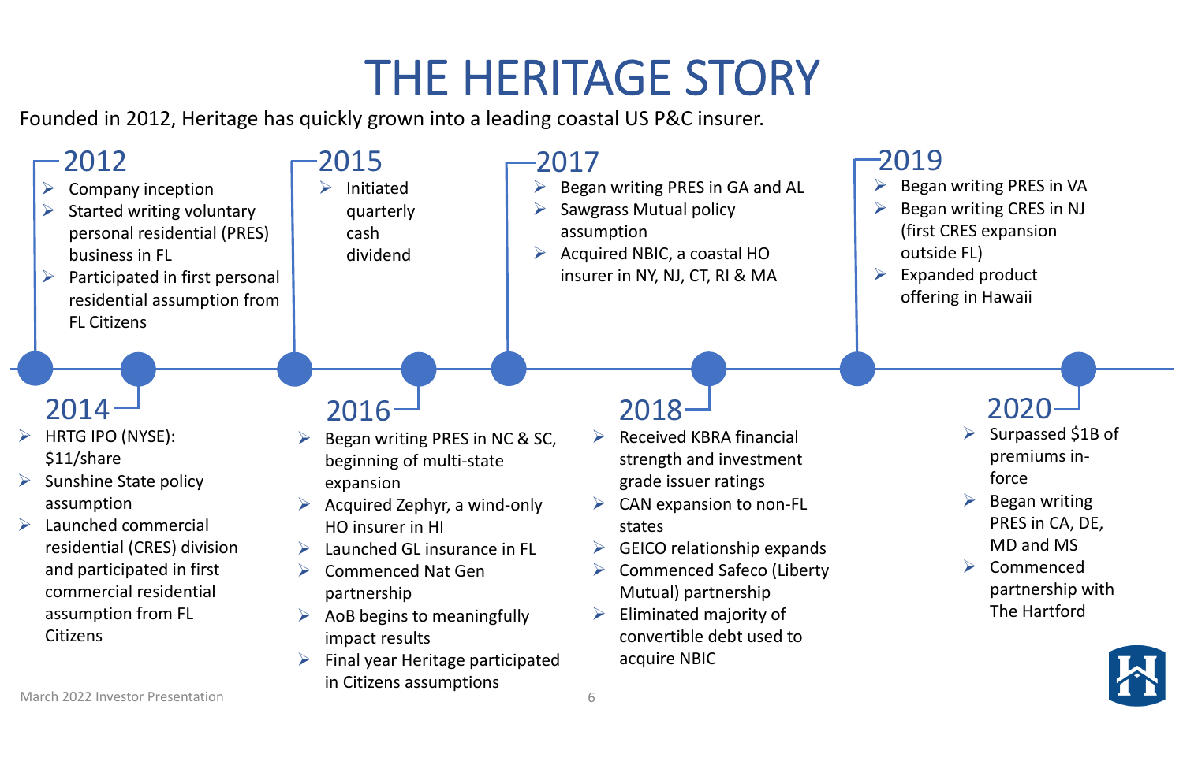# THE HERITAGE STORY

Founded in 2012, Heritage has quickly grown into a leading coastal US P&C insurer.

## 2012
- Company inception
- Started writing voluntary personal residential (PRES) business in FL
- Participated in first personal residential assumption from FL Citizens

## 2014
- HRTG IPO (NYSE): $11/share
- Sunshine State policy assumption
- Launched commercial residential (CRES) division and participated in first commercial residential assumption from FL Citizens

## 2015
- Initiated quarterly cash dividend

## 2016
- Began writing PRES in NC & SC, beginning of multi-state expansion
- Acquired Zephyr, a wind-only HO insurer in HI
- Launched GL insurance in FL
- Commenced Nat Gen partnership
- AoB begins to meaningfully impact results
- Final year Heritage participated in Citizens assumptions

## 2017
- Began writing PRES in GA and AL
- Sawgrass Mutual policy assumption
- Acquired NBIC, a coastal HO insurer in NY, NJ, CT, RI & MA

## 2018
- Received KBRA financial strength and investment grade issuer ratings
- CAN expansion to non-FL states
- GEICO relationship expands
- Commenced Safeco (Liberty Mutual) partnership
- Eliminated majority of convertible debt used to acquire NBIC

## 2019
- Began writing PRES in VA
- Began writing CRES in NJ (first CRES expansion outside FL)
- Expanded product offering in Hawaii

## 2020
- Surpassed $1B of premiums in-force
- Began writing PRES in CA, DE, MD and MS
- Commenced partnership with The Hartford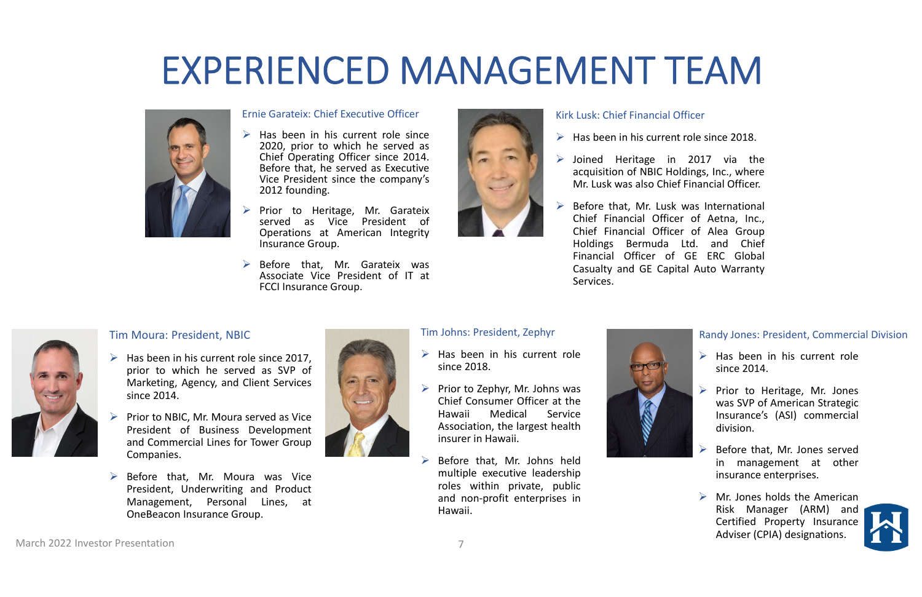# EXPERIENCED MANAGEMENT TEAM

### Ernie Garateix: Chief Executive Officer

- Has been in his current role since 2020, prior to which he served as Chief Operating Officer since 2014. Before that, he served as Executive Vice President since the company's 2012 founding.
- Prior to Heritage, Mr. Garateix served as Vice President of Operations at American Integrity Insurance Group.
- Before that, Mr. Garateix was Associate Vice President of IT at FCCI Insurance Group.

### Kirk Lusk: Chief Financial Officer

- Has been in his current role since 2018.
- Joined Heritage in 2017 via the acquisition of NBIC Holdings, Inc., where Mr. Lusk was also Chief Financial Officer.
- Before that, Mr. Lusk was International Chief Financial Officer of Aetna, Inc., Chief Financial Officer of Alea Group Holdings Bermuda Ltd. and Chief Financial Officer of GE ERC Global Casualty and GE Capital Auto Warranty Services.

### Tim Moura: President, NBIC

- Has been in his current role since 2017, prior to which he served as SVP of Marketing, Agency, and Client Services since 2014.
- Prior to NBIC, Mr. Moura served as Vice President of Business Development and Commercial Lines for Tower Group Companies.
- Before that, Mr. Moura was Vice President, Underwriting and Product Management, Personal Lines, at OneBeacon Insurance Group.

### Tim Johns: President, Zephyr

- Has been in his current role since 2018.
- Prior to Zephyr, Mr. Johns was Chief Consumer Officer at the Hawaii Medical Service Association, the largest health insurer in Hawaii.
- Before that, Mr. Johns held multiple executive leadership roles within private, public and non-profit enterprises in Hawaii.

### Randy Jones: President, Commercial Division

- Has been in his current role since 2014.
- Prior to Heritage, Mr. Jones was SVP of American Strategic Insurance's (ASI) commercial division.
- Before that, Mr. Jones served in management at other insurance enterprises.
- Mr. Jones holds the American Risk Manager (ARM) and Certified Property Insurance Adviser (CPIA) designations.

March 2022 Investor Presentation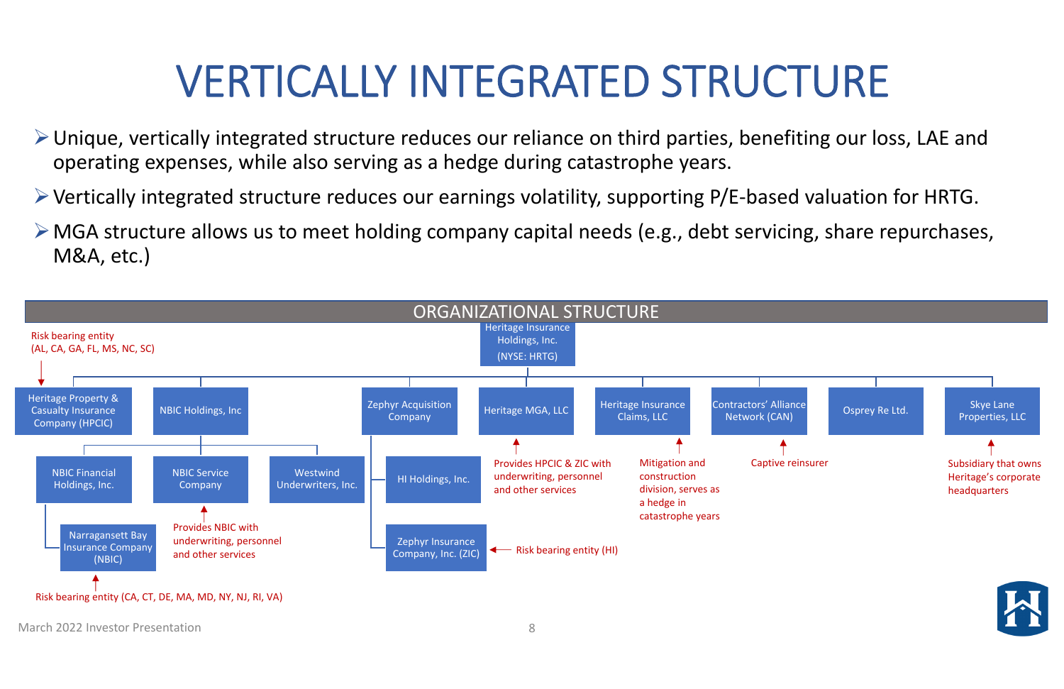# VERTICALLY INTEGRATED STRUCTURE

- Unique, vertically integrated structure reduces our reliance on third parties, benefiting our loss, LAE and operating expenses, while also serving as a hedge during catastrophe years.
- Vertically integrated structure reduces our earnings volatility, supporting P/E-based valuation for HRTG.
- MGA structure allows us to meet holding company capital needs (e.g., debt servicing, share repurchases, M&A, etc.)

## ORGANIZATIONAL STRUCTURE

**Heritage Insurance Holdings, Inc. (NYSE: HRTG)**

- **Heritage Property & Casualty Insurance Company (HPCIC)** — Risk bearing entity (AL, CA, GA, FL, MS, NC, SC)
- **NBIC Holdings, Inc**
  - **NBIC Financial Holdings, Inc.**
    - **Narragansett Bay Insurance Company (NBIC)** — Risk bearing entity (CA, CT, DE, MA, MD, NY, NJ, RI, VA)
  - **NBIC Service Company** — Provides NBIC with underwriting, personnel and other services
  - **Westwind Underwriters, Inc.**
- **Zephyr Acquisition Company**
  - **HI Holdings, Inc.**
  - **Zephyr Insurance Company, Inc. (ZIC)** — Risk bearing entity (HI)
- **Heritage MGA, LLC** — Provides HPCIC & ZIC with underwriting, personnel and other services
- **Heritage Insurance Claims, LLC** — Mitigation and construction division, serves as a hedge in catastrophe years
- **Contractors' Alliance Network (CAN)** — Captive reinsurer
- **Osprey Re Ltd.**
- **Skye Lane Properties, LLC** — Subsidiary that owns Heritage's corporate headquarters

March 2022 Investor Presentation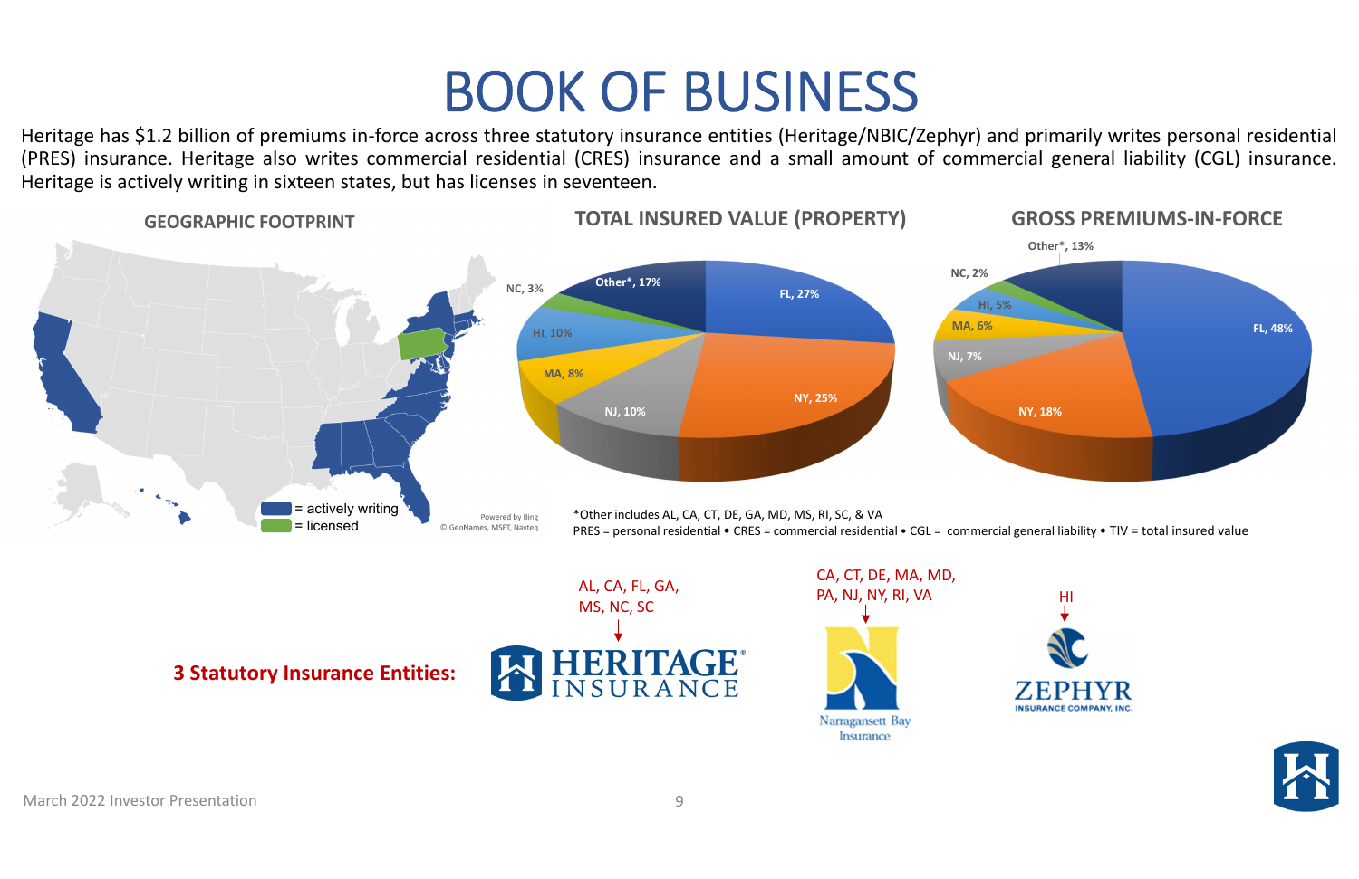# BOOK OF BUSINESS

Heritage has $1.2 billion of premiums in-force across three statutory insurance entities (Heritage/NBIC/Zephyr) and primarily writes personal residential (PRES) insurance. Heritage also writes commercial residential (CRES) insurance and a small amount of commercial general liability (CGL) insurance. Heritage is actively writing in sixteen states, but has licenses in seventeen.

## GEOGRAPHIC FOOTPRINT

= actively writing
= licensed

## TOTAL INSURED VALUE (PROPERTY)

| State | % |
|---|---|
| FL | 27% |
| NY | 25% |
| NJ | 10% |
| MA | 8% |
| HI | 10% |
| NC | 3% |
| Other* | 17% |

## GROSS PREMIUMS-IN-FORCE

| State | % |
|---|---|
| FL | 48% |
| NY | 18% |
| NJ | 7% |
| MA | 6% |
| HI | 5% |
| NC | 2% |
| Other* | 13% |

*Other includes AL, CA, CT, DE, GA, MD, MS, RI, SC, & VA

PRES = personal residential • CRES = commercial residential • CGL = commercial general liability • TIV = total insured value

**3 Statutory Insurance Entities:**

- HERITAGE INSURANCE: AL, CA, FL, GA, MS, NC, SC
- Narragansett Bay Insurance: CA, CT, DE, MA, MD, PA, NJ, NY, RI, VA
- ZEPHYR INSURANCE COMPANY, INC.: HI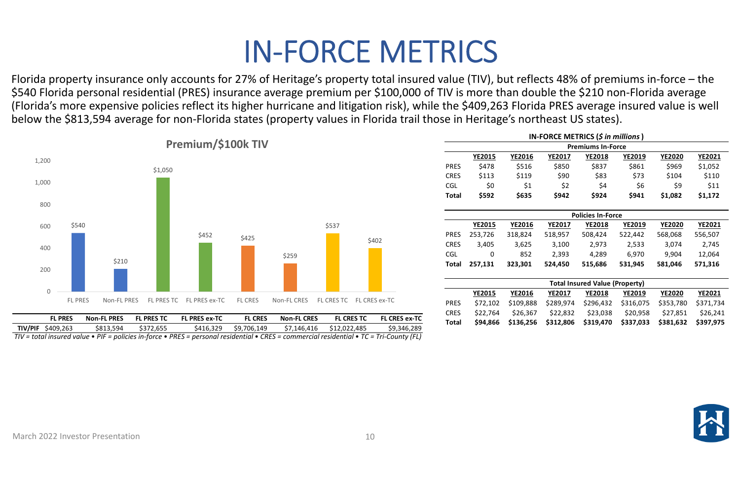# IN-FORCE METRICS

Florida property insurance only accounts for 27% of Heritage's property total insured value (TIV), but reflects 48% of premiums in-force – the $540 Florida personal residential (PRES) insurance average premium per $100,000 of TIV is more than double the $210 non-Florida average (Florida's more expensive policies reflect its higher hurricane and litigation risk), while the $409,263 Florida PRES average insured value is well below the $813,594 average for non-Florida states (property values in Florida trail those in Heritage's northeast US states).

**Premium/$100k TIV**

| | FL PRES | Non-FL PRES | FL PRES TC | FL PRES ex-TC | FL CRES | Non-FL CRES | FL CRES TC | FL CRES ex-TC |
|---|---|---|---|---|---|---|---|---|
| Premium/$100k TIV | $540 | $210 | $1,050 | $452 | $425 | $259 | $537 | $402 |
| **TIV/PIF** | $409,263 | $813,594 | $372,655 | $416,329 | $9,706,149 | $7,146,416 | $12,022,485 | $9,346,289 |

*TIV = total insured value • PIF = policies in-force • PRES = personal residential • CRES = commercial residential • TC = Tri-County (FL)*

**IN-FORCE METRICS (*$ in millions*)**

| Premiums In-Force | YE2015 | YE2016 | YE2017 | YE2018 | YE2019 | YE2020 | YE2021 |
|---|---|---|---|---|---|---|---|
| PRES | $478 | $516 | $850 | $837 | $861 | $969 | $1,052 |
| CRES | $113 | $119 | $90 | $83 | $73 | $104 | $110 |
| CGL | $0 | $1 | $2 | $4 | $6 | $9 | $11 |
| **Total** | **$592** | **$635** | **$942** | **$924** | **$941** | **$1,082** | **$1,172** |

| Policies In-Force | YE2015 | YE2016 | YE2017 | YE2018 | YE2019 | YE2020 | YE2021 |
|---|---|---|---|---|---|---|---|
| PRES | 253,726 | 318,824 | 518,957 | 508,424 | 522,442 | 568,068 | 556,507 |
| CRES | 3,405 | 3,625 | 3,100 | 2,973 | 2,533 | 3,074 | 2,745 |
| CGL | 0 | 852 | 2,393 | 4,289 | 6,970 | 9,904 | 12,064 |
| **Total** | **257,131** | **323,301** | **524,450** | **515,686** | **531,945** | **581,046** | **571,316** |

| Total Insured Value (Property) | YE2015 | YE2016 | YE2017 | YE2018 | YE2019 | YE2020 | YE2021 |
|---|---|---|---|---|---|---|---|
| PRES | $72,102 | $109,888 | $289,974 | $296,432 | $316,075 | $353,780 | $371,734 |
| CRES | $22,764 | $26,367 | $22,832 | $23,038 | $20,958 | $27,851 | $26,241 |
| **Total** | **$94,866** | **$136,256** | **$312,806** | **$319,470** | **$337,033** | **$381,632** | **$397,975** |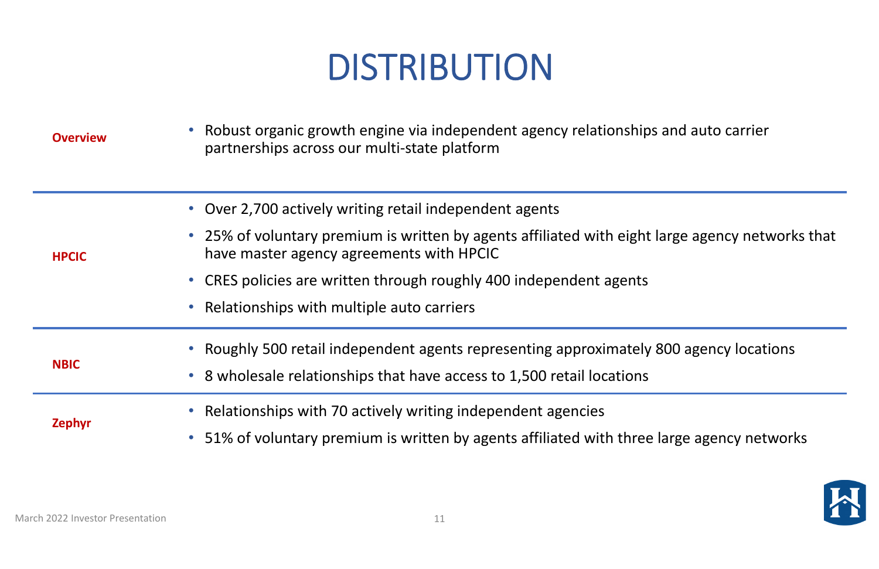# DISTRIBUTION

**Overview**

- Robust organic growth engine via independent agency relationships and auto carrier partnerships across our multi-state platform

**HPCIC**

- Over 2,700 actively writing retail independent agents
- 25% of voluntary premium is written by agents affiliated with eight large agency networks that have master agency agreements with HPCIC
- CRES policies are written through roughly 400 independent agents
- Relationships with multiple auto carriers

**NBIC**

- Roughly 500 retail independent agents representing approximately 800 agency locations
- 8 wholesale relationships that have access to 1,500 retail locations

**Zephyr**

- Relationships with 70 actively writing independent agencies
- 51% of voluntary premium is written by agents affiliated with three large agency networks

March 2022 Investor Presentation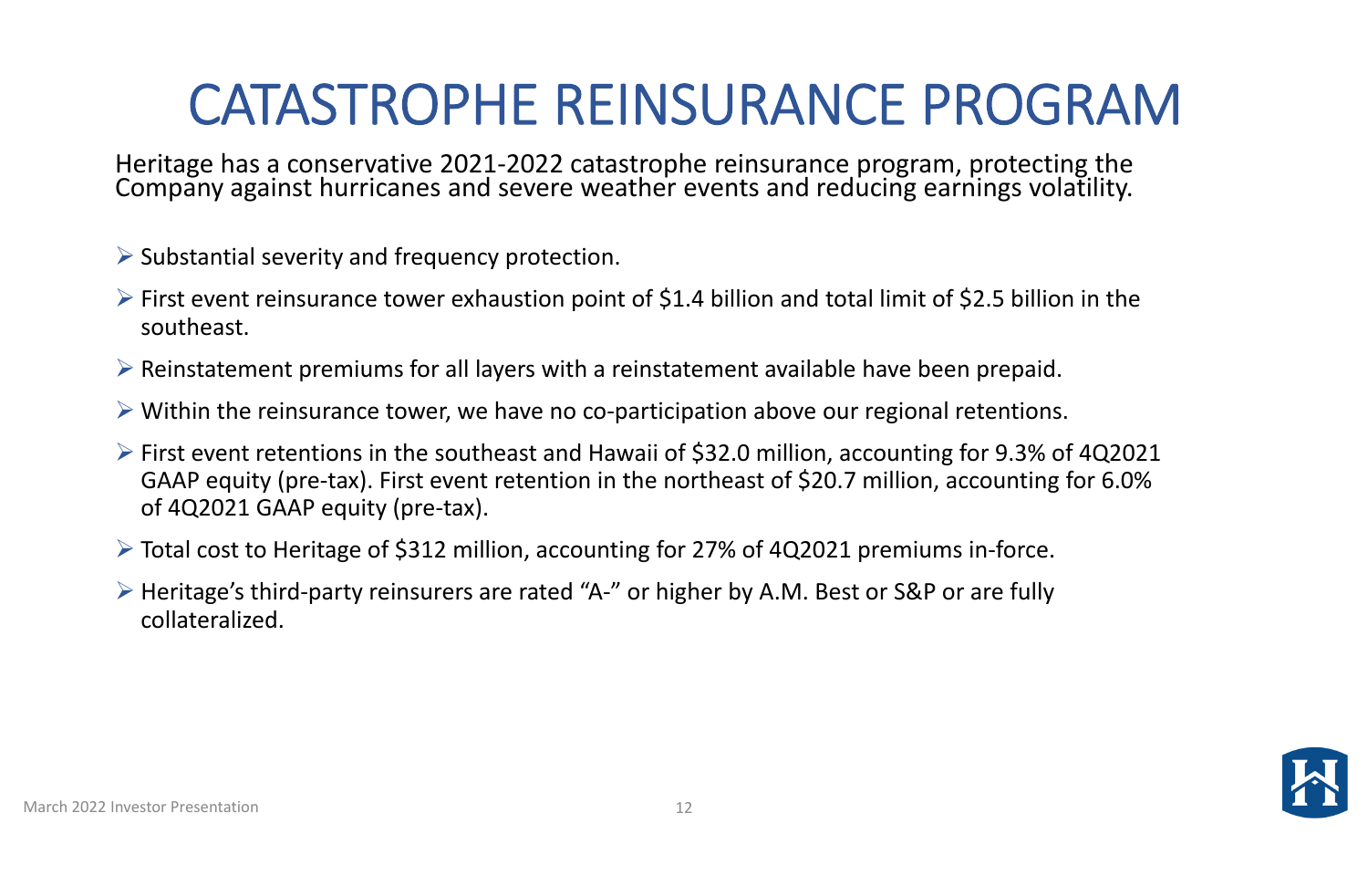# CATASTROPHE REINSURANCE PROGRAM

Heritage has a conservative 2021-2022 catastrophe reinsurance program, protecting the Company against hurricanes and severe weather events and reducing earnings volatility.

- Substantial severity and frequency protection.
- First event reinsurance tower exhaustion point of $1.4 billion and total limit of $2.5 billion in the southeast.
- Reinstatement premiums for all layers with a reinstatement available have been prepaid.
- Within the reinsurance tower, we have no co-participation above our regional retentions.
- First event retentions in the southeast and Hawaii of $32.0 million, accounting for 9.3% of 4Q2021 GAAP equity (pre-tax). First event retention in the northeast of $20.7 million, accounting for 6.0% of 4Q2021 GAAP equity (pre-tax).
- Total cost to Heritage of $312 million, accounting for 27% of 4Q2021 premiums in-force.
- Heritage's third-party reinsurers are rated "A-" or higher by A.M. Best or S&P or are fully collateralized.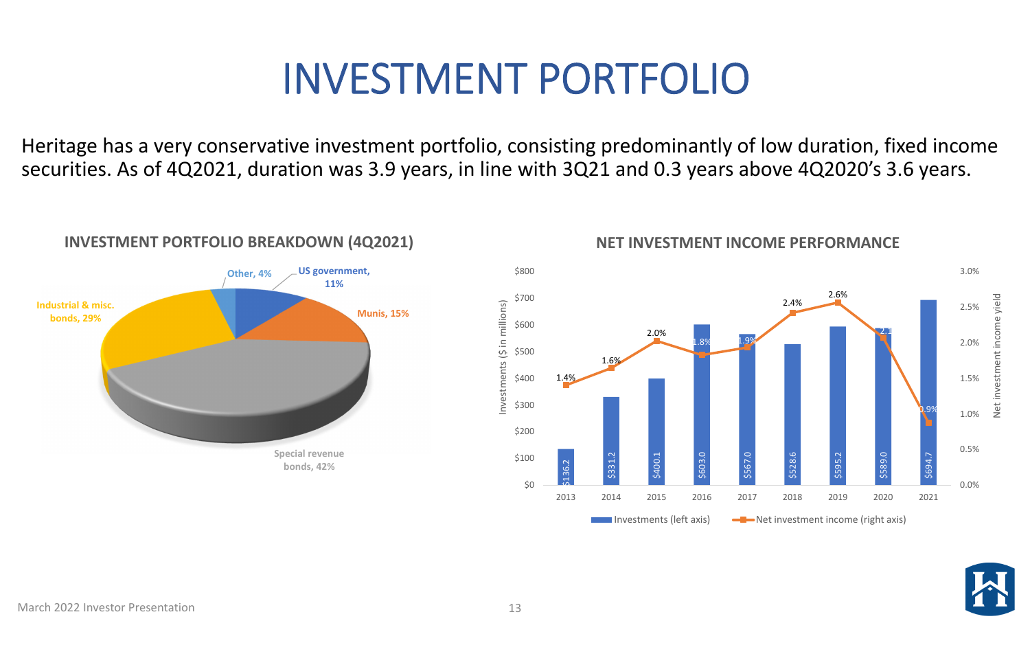# INVESTMENT PORTFOLIO

Heritage has a very conservative investment portfolio, consisting predominantly of low duration, fixed income securities. As of 4Q2021, duration was 3.9 years, in line with 3Q21 and 0.3 years above 4Q2020's 3.6 years.

### INVESTMENT PORTFOLIO BREAKDOWN (4Q2021)

| Category | Share |
| --- | --- |
| Special revenue bonds | 42% |
| Industrial & misc. bonds | 29% |
| Munis | 15% |
| US government | 11% |
| Other | 4% |

### NET INVESTMENT INCOME PERFORMANCE

| Year | Investments ($ in millions) (left axis) | Net investment income yield (right axis) |
| --- | --- | --- |
| 2013 | $136.2 | 1.4% |
| 2014 | $331.2 | 1.6% |
| 2015 | $400.1 | 2.0% |
| 2016 | $603.0 | 1.8% |
| 2017 | $567.0 | 1.9% |
| 2018 | $528.6 | 2.4% |
| 2019 | $595.2 | 2.6% |
| 2020 | $589.0 | 2.1% |
| 2021 | $694.7 | 0.9% |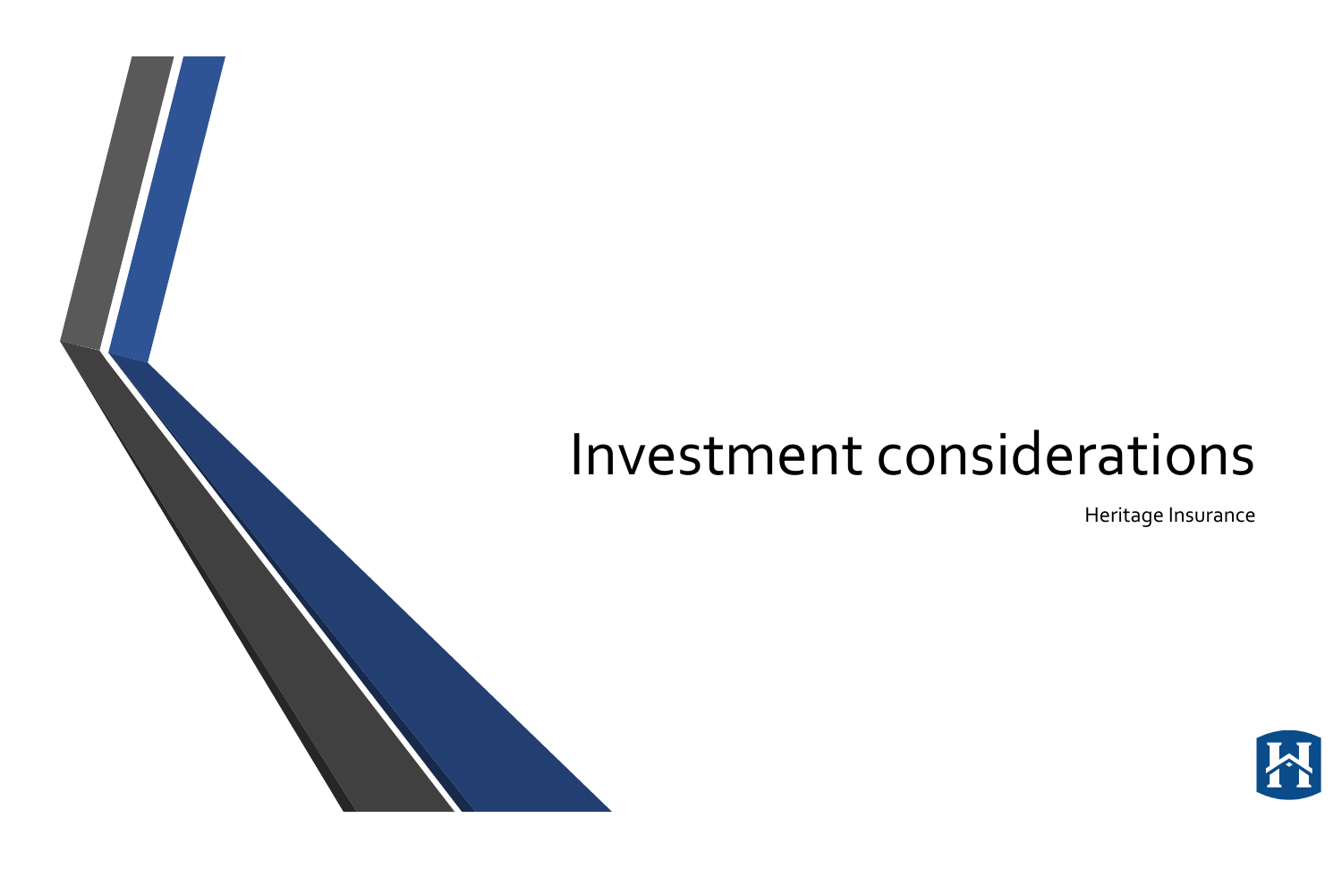# Investment considerations

Heritage Insurance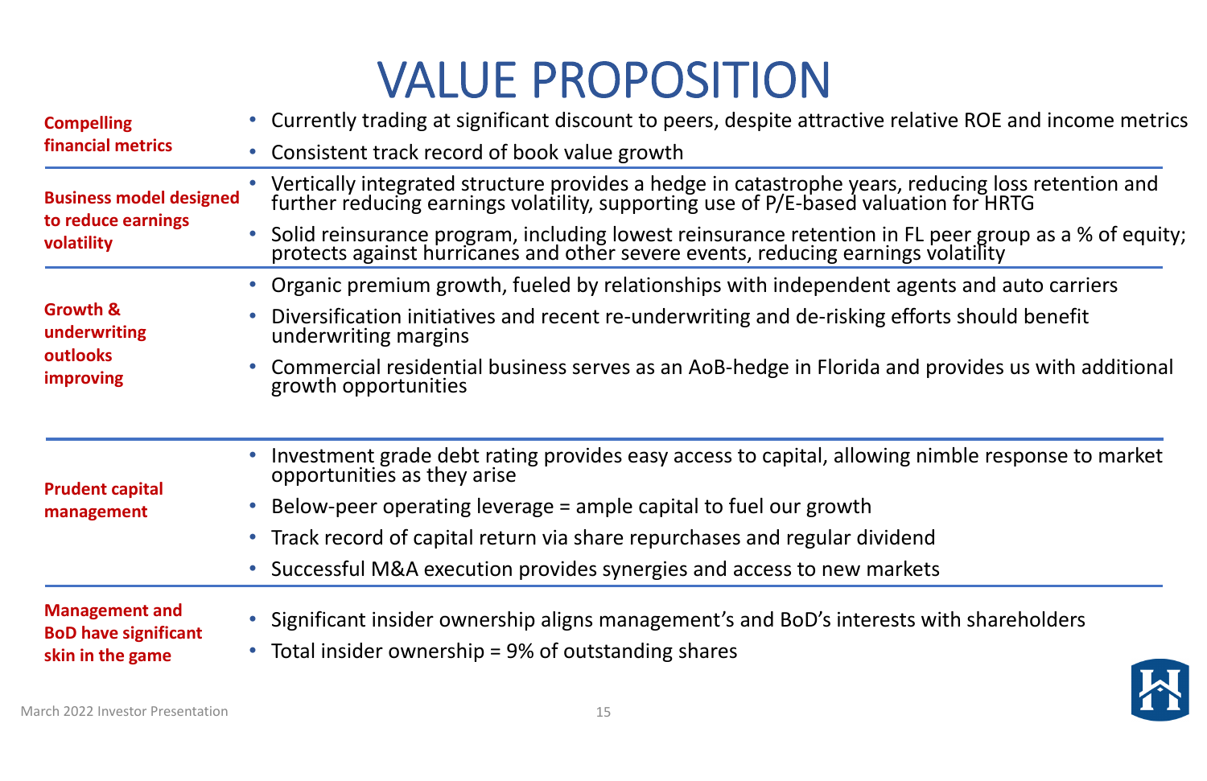# VALUE PROPOSITION

**Compelling financial metrics**

- Currently trading at significant discount to peers, despite attractive relative ROE and income metrics
- Consistent track record of book value growth

**Business model designed to reduce earnings volatility**

- Vertically integrated structure provides a hedge in catastrophe years, reducing loss retention and further reducing earnings volatility, supporting use of P/E-based valuation for HRTG
- Solid reinsurance program, including lowest reinsurance retention in FL peer group as a % of equity; protects against hurricanes and other severe events, reducing earnings volatility

**Growth & underwriting outlooks improving**

- Organic premium growth, fueled by relationships with independent agents and auto carriers
- Diversification initiatives and recent re-underwriting and de-risking efforts should benefit underwriting margins
- Commercial residential business serves as an AoB-hedge in Florida and provides us with additional growth opportunities

**Prudent capital management**

- Investment grade debt rating provides easy access to capital, allowing nimble response to market opportunities as they arise
- Below-peer operating leverage = ample capital to fuel our growth
- Track record of capital return via share repurchases and regular dividend
- Successful M&A execution provides synergies and access to new markets

**Management and BoD have significant skin in the game**

- Significant insider ownership aligns management's and BoD's interests with shareholders
- Total insider ownership = 9% of outstanding shares

March 2022 Investor Presentation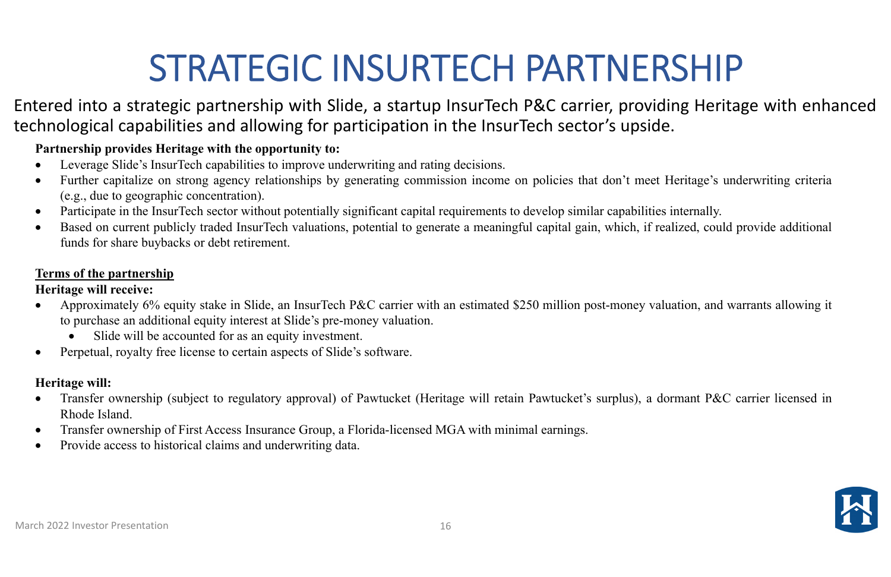# STRATEGIC INSURTECH PARTNERSHIP

Entered into a strategic partnership with Slide, a startup InsurTech P&C carrier, providing Heritage with enhanced technological capabilities and allowing for participation in the InsurTech sector's upside.

**Partnership provides Heritage with the opportunity to:**

- Leverage Slide's InsurTech capabilities to improve underwriting and rating decisions.
- Further capitalize on strong agency relationships by generating commission income on policies that don't meet Heritage's underwriting criteria (e.g., due to geographic concentration).
- Participate in the InsurTech sector without potentially significant capital requirements to develop similar capabilities internally.
- Based on current publicly traded InsurTech valuations, potential to generate a meaningful capital gain, which, if realized, could provide additional funds for share buybacks or debt retirement.

**Terms of the partnership**

**Heritage will receive:**

- Approximately 6% equity stake in Slide, an InsurTech P&C carrier with an estimated $250 million post-money valuation, and warrants allowing it to purchase an additional equity interest at Slide's pre-money valuation.
  - Slide will be accounted for as an equity investment.
- Perpetual, royalty free license to certain aspects of Slide's software.

**Heritage will:**

- Transfer ownership (subject to regulatory approval) of Pawtucket (Heritage will retain Pawtucket's surplus), a dormant P&C carrier licensed in Rhode Island.
- Transfer ownership of First Access Insurance Group, a Florida-licensed MGA with minimal earnings.
- Provide access to historical claims and underwriting data.

March 2022 Investor Presentation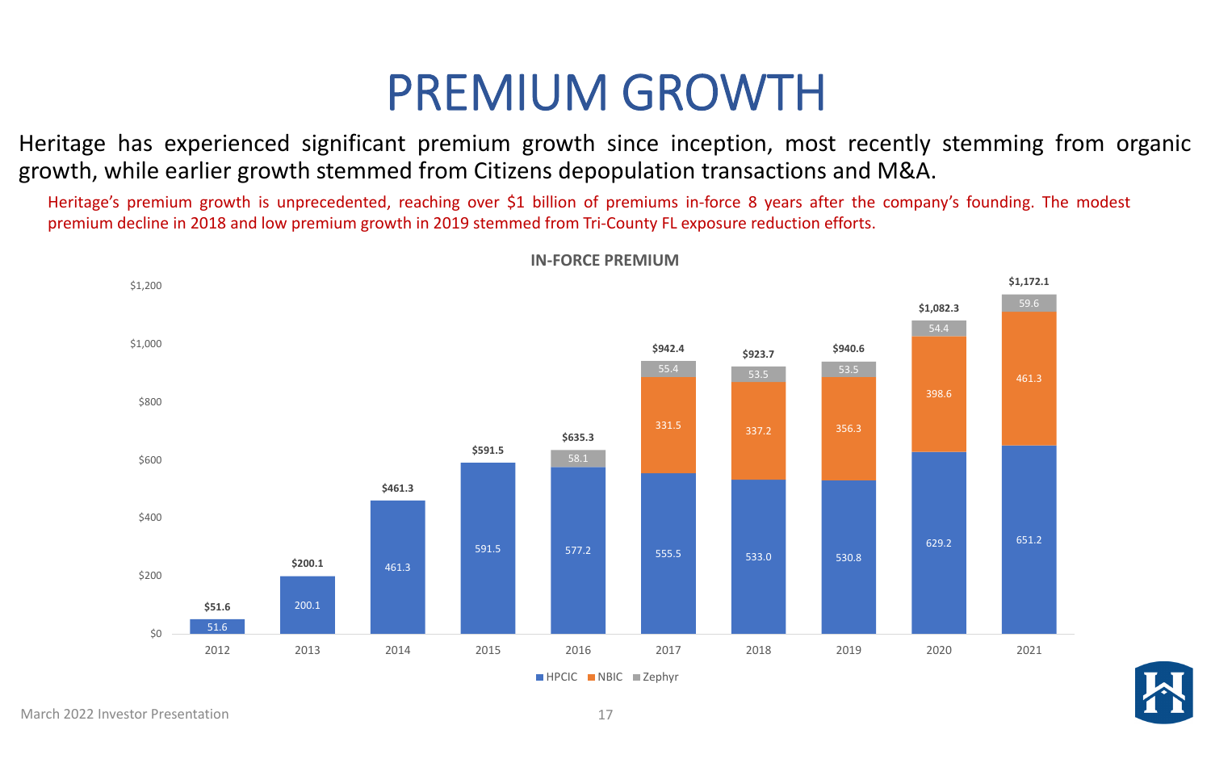# PREMIUM GROWTH

Heritage has experienced significant premium growth since inception, most recently stemming from organic growth, while earlier growth stemmed from Citizens depopulation transactions and M&A.

Heritage's premium growth is unprecedented, reaching over $1 billion of premiums in-force 8 years after the company's founding. The modest premium decline in 2018 and low premium growth in 2019 stemmed from Tri-County FL exposure reduction efforts.

**IN-FORCE PREMIUM**

| Year | HPCIC | NBIC | Zephyr | Total |
|---|---|---|---|---|
| 2012 | 51.6 | | | $51.6 |
| 2013 | 200.1 | | | $200.1 |
| 2014 | 461.3 | | | $461.3 |
| 2015 | 591.5 | | | $591.5 |
| 2016 | 577.2 | | 58.1 | $635.3 |
| 2017 | 555.5 | 331.5 | 55.4 | $942.4 |
| 2018 | 533.0 | 337.2 | 53.5 | $923.7 |
| 2019 | 530.8 | 356.3 | 53.5 | $940.6 |
| 2020 | 629.2 | 398.6 | 54.4 | $1,082.3 |
| 2021 | 651.2 | 461.3 | 59.6 | $1,172.1 |

March 2022 Investor Presentation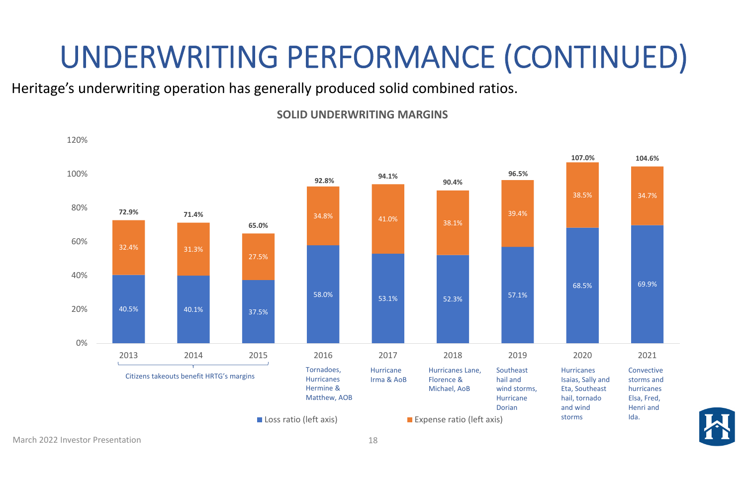# UNDERWRITING PERFORMANCE (CONTINUED)

Heritage's underwriting operation has generally produced solid combined ratios.

**SOLID UNDERWRITING MARGINS**

| Year | Loss ratio (left axis) | Expense ratio (left axis) | Combined ratio | Notes |
|---|---|---|---|---|
| 2013 | 40.5% | 32.4% | 72.9% | Citizens takeouts benefit HRTG's margins |
| 2014 | 40.1% | 31.3% | 71.4% | Citizens takeouts benefit HRTG's margins |
| 2015 | 37.5% | 27.5% | 65.0% | Citizens takeouts benefit HRTG's margins |
| 2016 | 58.0% | 34.8% | 92.8% | Tornadoes, Hurricanes Hermine & Matthew, AOB |
| 2017 | 53.1% | 41.0% | 94.1% | Hurricane Irma & AoB |
| 2018 | 52.3% | 38.1% | 90.4% | Hurricanes Lane, Florence & Michael, AoB |
| 2019 | 57.1% | 39.4% | 96.5% | Southeast hail and wind storms, Hurricane Dorian |
| 2020 | 68.5% | 38.5% | 107.0% | Hurricanes Isaias, Sally and Eta, Southeast hail, tornado and wind storms |
| 2021 | 69.9% | 34.7% | 104.6% | Convective storms and hurricanes Elsa, Fred, Henri and Ida. |

March 2022 Investor Presentation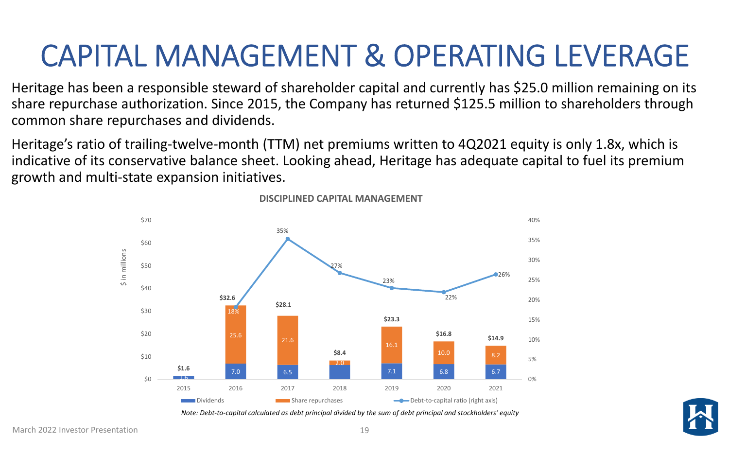# CAPITAL MANAGEMENT & OPERATING LEVERAGE

Heritage has been a responsible steward of shareholder capital and currently has $25.0 million remaining on its share repurchase authorization. Since 2015, the Company has returned $125.5 million to shareholders through common share repurchases and dividends.

Heritage's ratio of trailing-twelve-month (TTM) net premiums written to 4Q2021 equity is only 1.8x, which is indicative of its conservative balance sheet. Looking ahead, Heritage has adequate capital to fuel its premium growth and multi-state expansion initiatives.

**DISCIPLINED CAPITAL MANAGEMENT**

| Year | Dividends ($ in millions) | Share repurchases ($ in millions) | Total ($ in millions) | Debt-to-capital ratio (right axis) |
|---|---|---|---|---|
| 2015 | 1.6 | | $1.6 | |
| 2016 | 7.0 | 25.6 | $32.6 | 18% |
| 2017 | 6.5 | 21.6 | $28.1 | 35% |
| 2018 | 6.4 | 2.0 | $8.4 | 27% |
| 2019 | 7.1 | 16.1 | $23.3 | 23% |
| 2020 | 6.8 | 10.0 | $16.8 | 22% |
| 2021 | 6.7 | 8.2 | $14.9 | 26% |

*Note: Debt-to-capital calculated as debt principal divided by the sum of debt principal and stockholders' equity*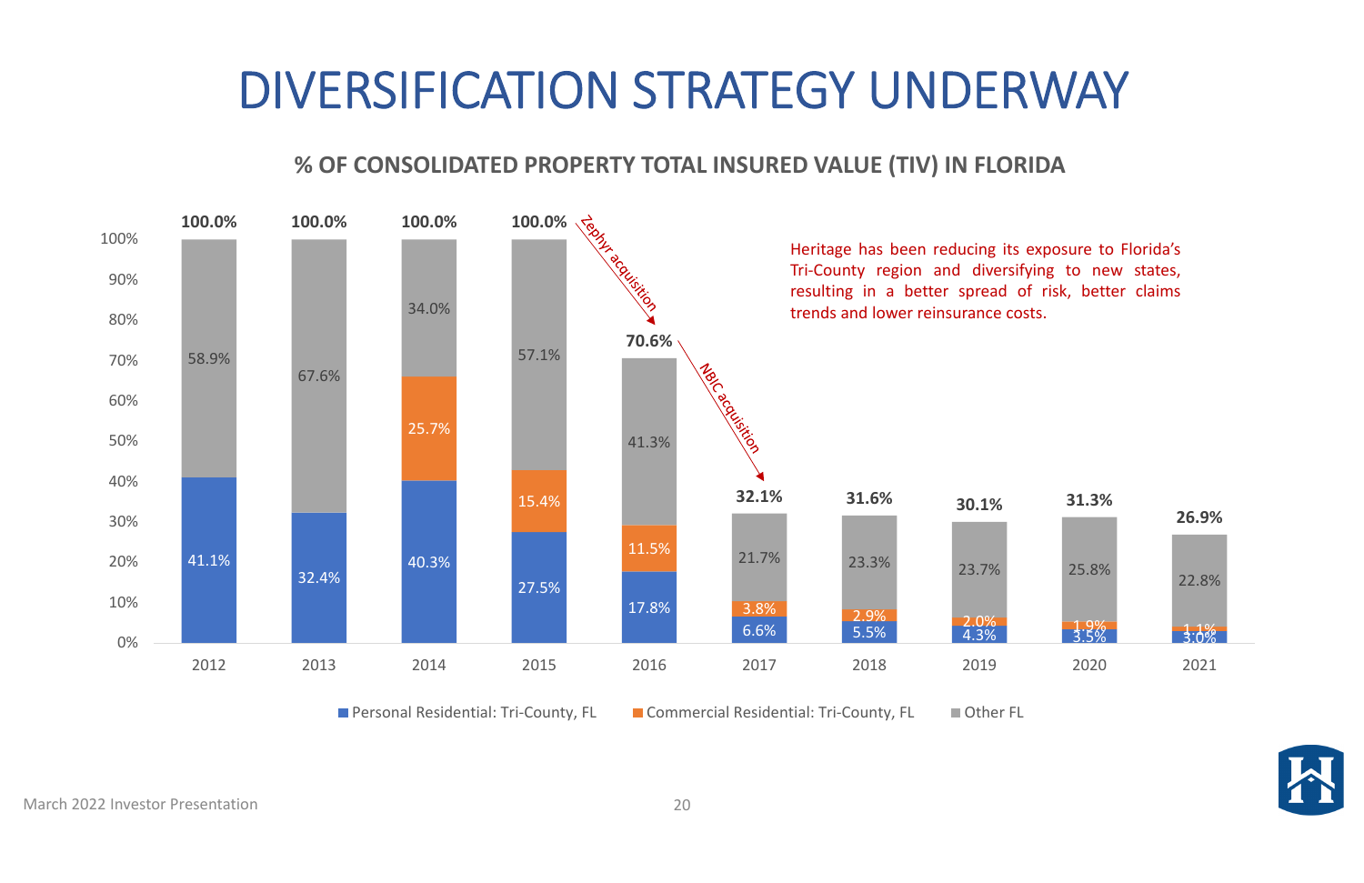# DIVERSIFICATION STRATEGY UNDERWAY

## % OF CONSOLIDATED PROPERTY TOTAL INSURED VALUE (TIV) IN FLORIDA

| Year | Personal Residential: Tri-County, FL | Commercial Residential: Tri-County, FL | Other FL | Total |
|---|---|---|---|---|
| 2012 | 41.1% | | 58.9% | 100.0% |
| 2013 | 32.4% | | 67.6% | 100.0% |
| 2014 | 40.3% | 25.7% | 34.0% | 100.0% |
| 2015 | 27.5% | 15.4% | 57.1% | 100.0% |
| 2016 | 17.8% | 11.5% | 41.3% | 70.6% |
| 2017 | 6.6% | 3.8% | 21.7% | 32.1% |
| 2018 | 5.5% | 2.9% | 23.3% | 31.6% |
| 2019 | 4.3% | 2.0% | 23.7% | 30.1% |
| 2020 | 3.5% | 1.9% | 25.8% | 31.3% |
| 2021 | 3.0% | 1.1% | 22.8% | 26.9% |

Zephyr acquisition (2015 → 2016)

NBIC acquisition (2016 → 2017)

Heritage has been reducing its exposure to Florida's Tri-County region and diversifying to new states, resulting in a better spread of risk, better claims trends and lower reinsurance costs.

March 2022 Investor Presentation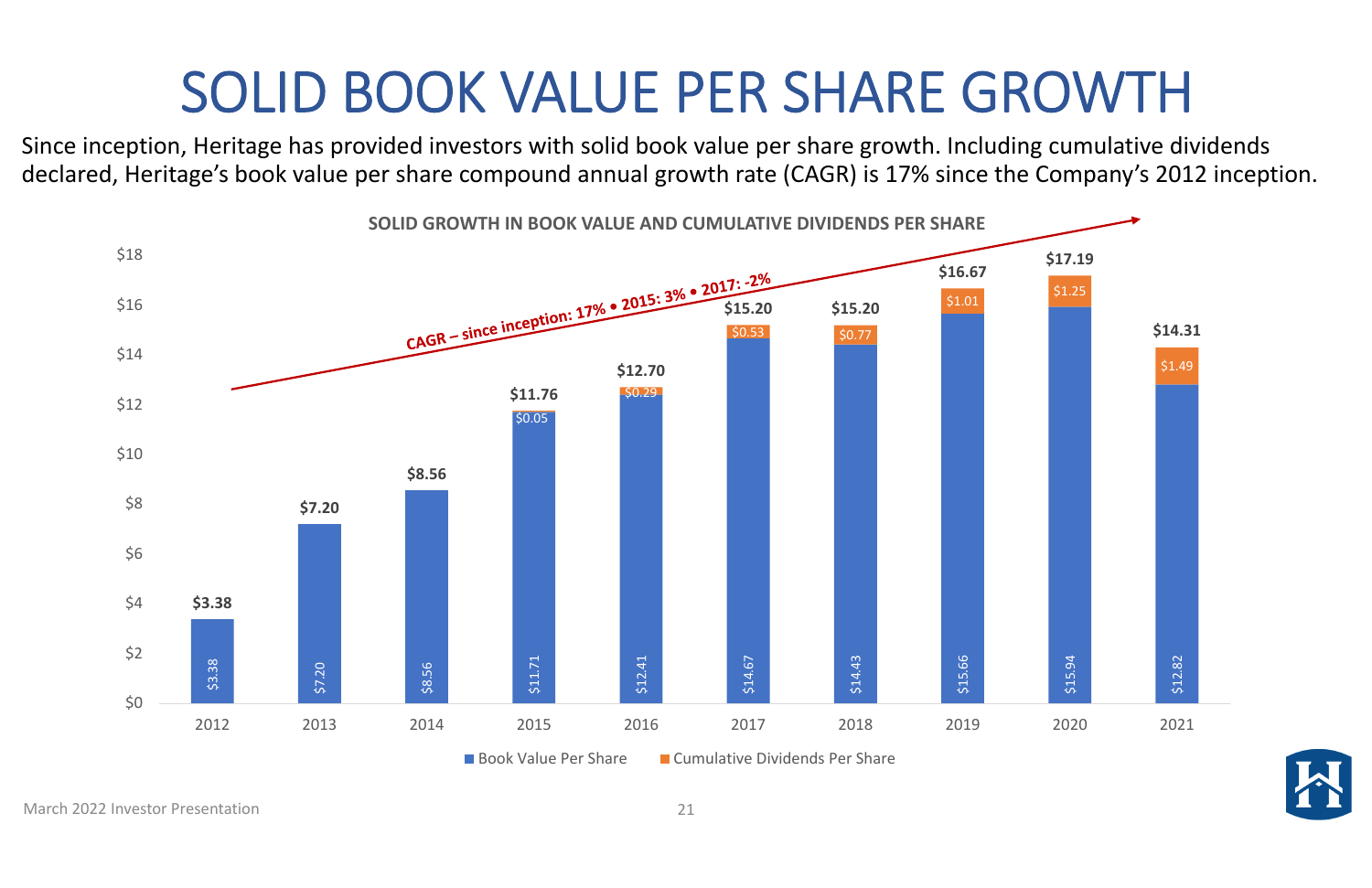# SOLID BOOK VALUE PER SHARE GROWTH

Since inception, Heritage has provided investors with solid book value per share growth. Including cumulative dividends declared, Heritage's book value per share compound annual growth rate (CAGR) is 17% since the Company's 2012 inception.

**SOLID GROWTH IN BOOK VALUE AND CUMULATIVE DIVIDENDS PER SHARE**

CAGR – since inception: 17% • 2015: 3% • 2017: -2%

| Year | Book Value Per Share | Cumulative Dividends Per Share | Total |
|---|---|---|---|
| 2012 | $3.38 | | $3.38 |
| 2013 | $7.20 | | $7.20 |
| 2014 | $8.56 | | $8.56 |
| 2015 | $11.71 | $0.05 | $11.76 |
| 2016 | $12.41 | $0.29 | $12.70 |
| 2017 | $14.67 | $0.53 | $15.20 |
| 2018 | $14.43 | $0.77 | $15.20 |
| 2019 | $15.66 | $1.01 | $16.67 |
| 2020 | $15.94 | $1.25 | $17.19 |
| 2021 | $12.82 | $1.49 | $14.31 |

March 2022 Investor Presentation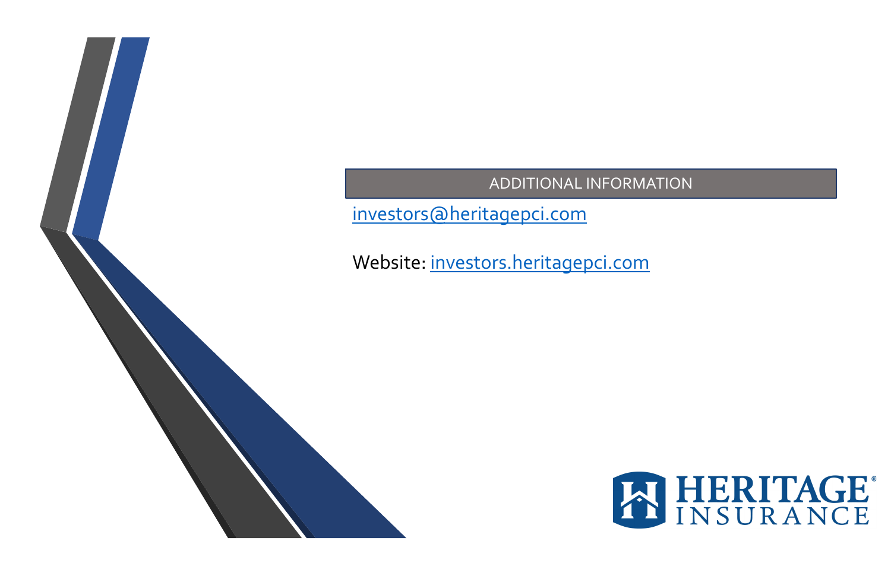## ADDITIONAL INFORMATION

investors@heritagepci.com

Website: investors.heritagepci.com

HERITAGE INSURANCE